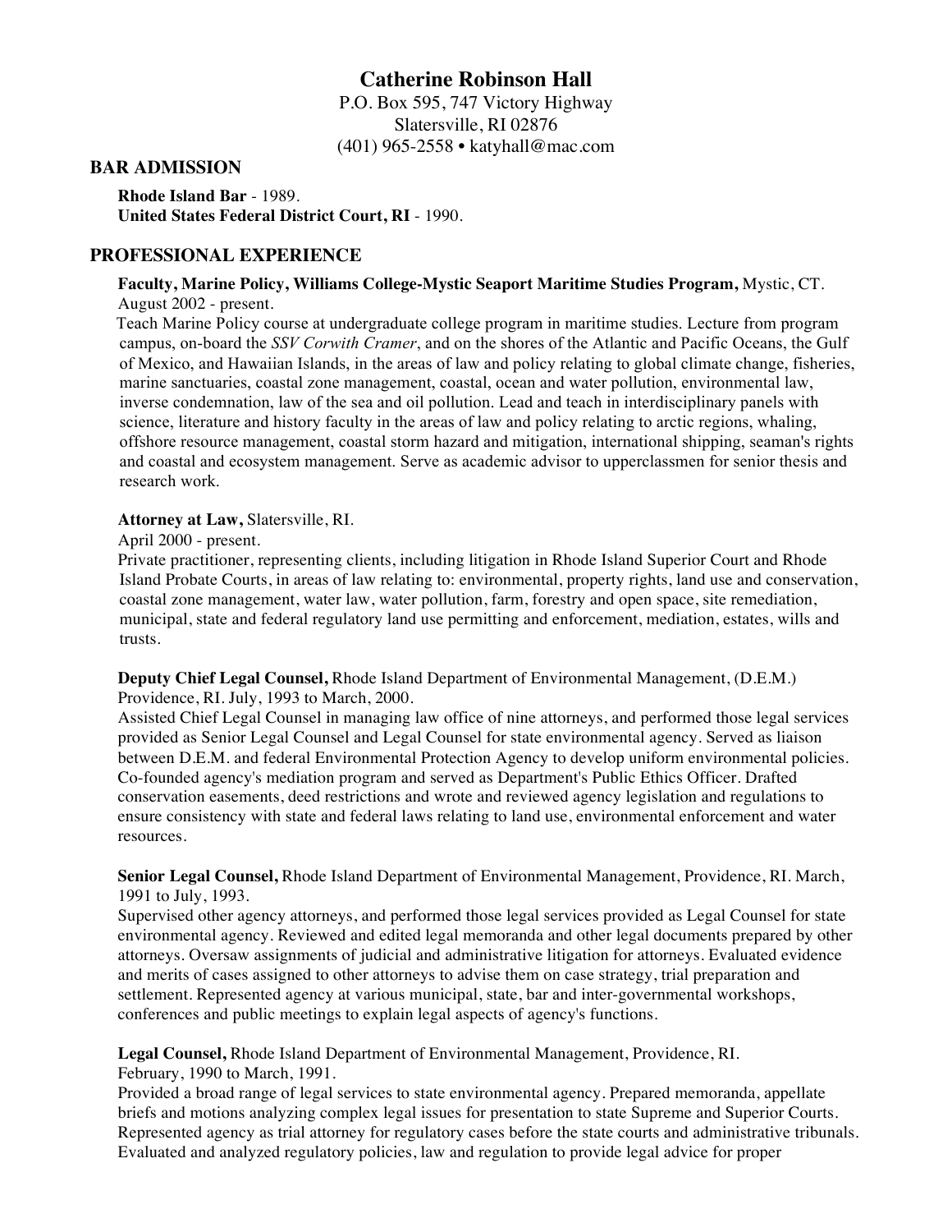# Catherine Robinson Hall

P.O. Box 595, 747 Victory Highway
Slatersville, RI 02876
(401) 965-2558 • katyhall@mac.com

## BAR ADMISSION

**Rhode Island Bar** - 1989.
**United States Federal District Court, RI** - 1990.

## PROFESSIONAL EXPERIENCE

**Faculty, Marine Policy, Williams College-Mystic Seaport Maritime Studies Program,** Mystic, CT.
August 2002 - present.
Teach Marine Policy course at undergraduate college program in maritime studies. Lecture from program campus, on-board the *SSV Corwith Cramer*, and on the shores of the Atlantic and Pacific Oceans, the Gulf of Mexico, and Hawaiian Islands, in the areas of law and policy relating to global climate change, fisheries, marine sanctuaries, coastal zone management, coastal, ocean and water pollution, environmental law, inverse condemnation, law of the sea and oil pollution. Lead and teach in interdisciplinary panels with science, literature and history faculty in the areas of law and policy relating to arctic regions, whaling, offshore resource management, coastal storm hazard and mitigation, international shipping, seaman's rights and coastal and ecosystem management. Serve as academic advisor to upperclassmen for senior thesis and research work.

**Attorney at Law,** Slatersville, RI.
April 2000 - present.
Private practitioner, representing clients, including litigation in Rhode Island Superior Court and Rhode Island Probate Courts, in areas of law relating to: environmental, property rights, land use and conservation, coastal zone management, water law, water pollution, farm, forestry and open space, site remediation, municipal, state and federal regulatory land use permitting and enforcement, mediation, estates, wills and trusts.

**Deputy Chief Legal Counsel,** Rhode Island Department of Environmental Management, (D.E.M.) Providence, RI. July, 1993 to March, 2000.
Assisted Chief Legal Counsel in managing law office of nine attorneys, and performed those legal services provided as Senior Legal Counsel and Legal Counsel for state environmental agency. Served as liaison between D.E.M. and federal Environmental Protection Agency to develop uniform environmental policies. Co-founded agency's mediation program and served as Department's Public Ethics Officer. Drafted conservation easements, deed restrictions and wrote and reviewed agency legislation and regulations to ensure consistency with state and federal laws relating to land use, environmental enforcement and water resources.

**Senior Legal Counsel,** Rhode Island Department of Environmental Management, Providence, RI. March, 1991 to July, 1993.
Supervised other agency attorneys, and performed those legal services provided as Legal Counsel for state environmental agency. Reviewed and edited legal memoranda and other legal documents prepared by other attorneys. Oversaw assignments of judicial and administrative litigation for attorneys. Evaluated evidence and merits of cases assigned to other attorneys to advise them on case strategy, trial preparation and settlement. Represented agency at various municipal, state, bar and inter-governmental workshops, conferences and public meetings to explain legal aspects of agency's functions.

**Legal Counsel,** Rhode Island Department of Environmental Management, Providence, RI.
February, 1990 to March, 1991.
Provided a broad range of legal services to state environmental agency. Prepared memoranda, appellate briefs and motions analyzing complex legal issues for presentation to state Supreme and Superior Courts. Represented agency as trial attorney for regulatory cases before the state courts and administrative tribunals. Evaluated and analyzed regulatory policies, law and regulation to provide legal advice for proper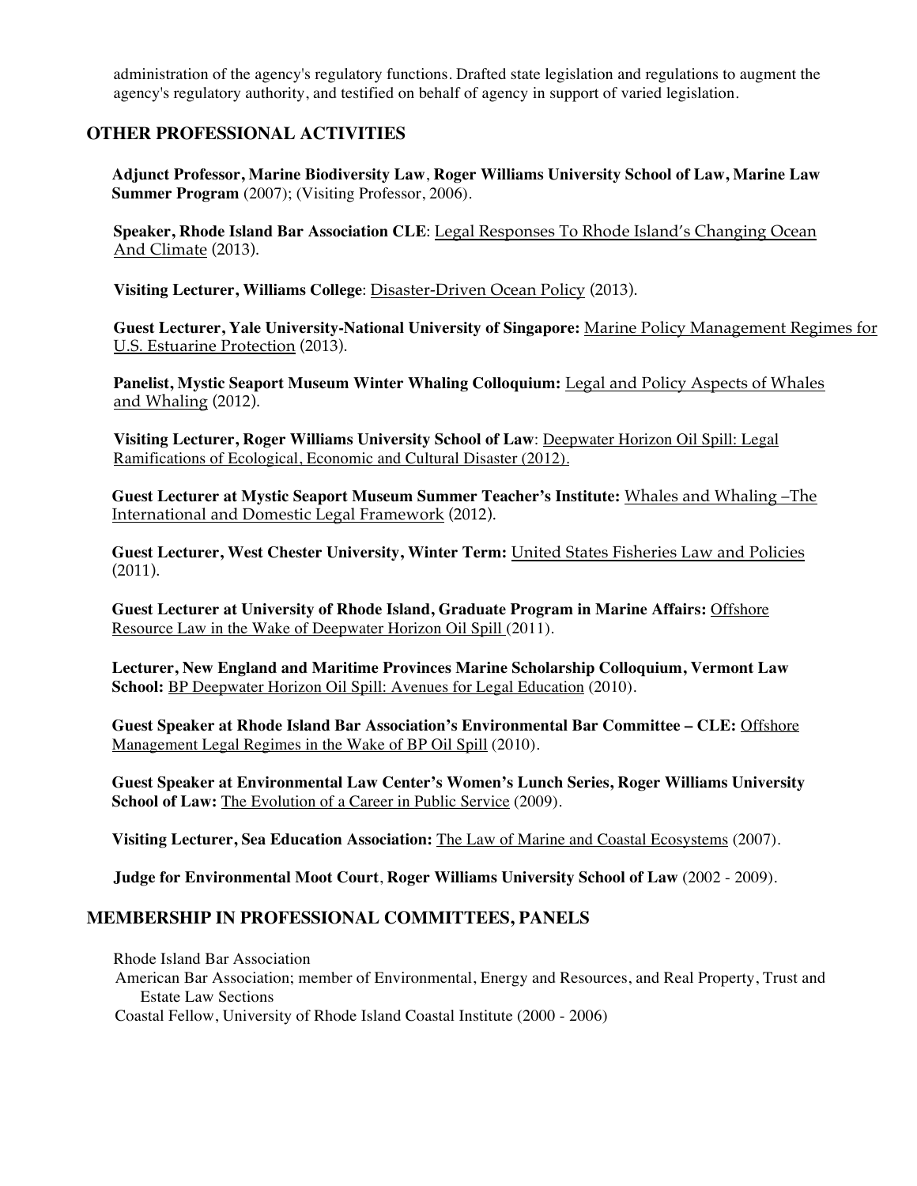administration of the agency's regulatory functions. Drafted state legislation and regulations to augment the agency's regulatory authority, and testified on behalf of agency in support of varied legislation.

## OTHER PROFESSIONAL ACTIVITIES

**Adjunct Professor, Marine Biodiversity Law**, **Roger Williams University School of Law, Marine Law Summer Program** (2007); (Visiting Professor, 2006).

**Speaker, Rhode Island Bar Association CLE**: <u>Legal Responses To Rhode Island's Changing Ocean And Climate</u> (2013).

**Visiting Lecturer, Williams College**: <u>Disaster-Driven Ocean Policy</u> (2013).

**Guest Lecturer, Yale University-National University of Singapore:** <u>Marine Policy Management Regimes for U.S. Estuarine Protection</u> (2013).

**Panelist, Mystic Seaport Museum Winter Whaling Colloquium:** <u>Legal and Policy Aspects of Whales and Whaling</u> (2012).

**Visiting Lecturer, Roger Williams University School of Law**: <u>Deepwater Horizon Oil Spill: Legal Ramifications of Ecological, Economic and Cultural Disaster (2012).</u>

**Guest Lecturer at Mystic Seaport Museum Summer Teacher's Institute:** <u>Whales and Whaling –The International and Domestic Legal Framework</u> (2012).

**Guest Lecturer, West Chester University, Winter Term:** <u>United States Fisheries Law and Policies</u> (2011).

**Guest Lecturer at University of Rhode Island, Graduate Program in Marine Affairs:** <u>Offshore Resource Law in the Wake of Deepwater Horizon Oil Spill</u> (2011).

**Lecturer, New England and Maritime Provinces Marine Scholarship Colloquium, Vermont Law School:** <u>BP Deepwater Horizon Oil Spill: Avenues for Legal Education</u> (2010).

**Guest Speaker at Rhode Island Bar Association's Environmental Bar Committee – CLE:** <u>Offshore Management Legal Regimes in the Wake of BP Oil Spill</u> (2010).

**Guest Speaker at Environmental Law Center's Women's Lunch Series, Roger Williams University School of Law:** <u>The Evolution of a Career in Public Service</u> (2009).

**Visiting Lecturer, Sea Education Association:** <u>The Law of Marine and Coastal Ecosystems</u> (2007).

**Judge for Environmental Moot Court**, **Roger Williams University School of Law** (2002 - 2009).

## MEMBERSHIP IN PROFESSIONAL COMMITTEES, PANELS

Rhode Island Bar Association
American Bar Association; member of Environmental, Energy and Resources, and Real Property, Trust and Estate Law Sections
Coastal Fellow, University of Rhode Island Coastal Institute (2000 - 2006)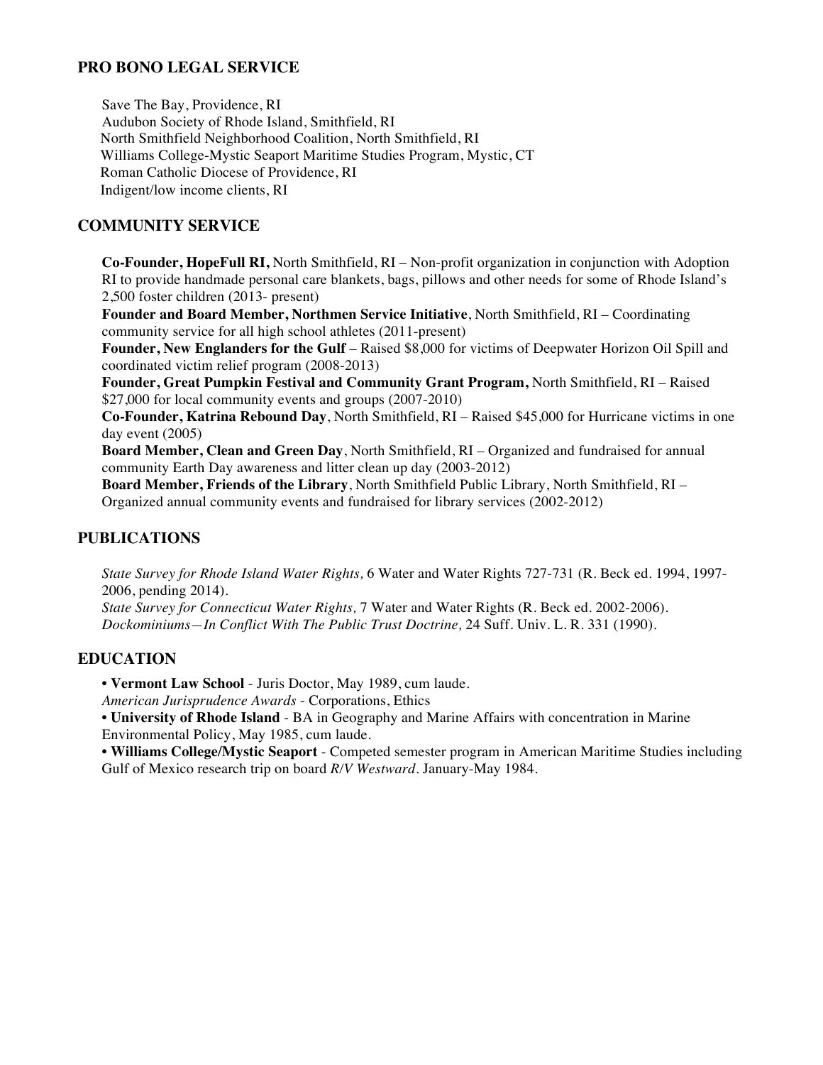## PRO BONO LEGAL SERVICE

Save The Bay, Providence, RI
Audubon Society of Rhode Island, Smithfield, RI
North Smithfield Neighborhood Coalition, North Smithfield, RI
Williams College-Mystic Seaport Maritime Studies Program, Mystic, CT
Roman Catholic Diocese of Providence, RI
Indigent/low income clients, RI

## COMMUNITY SERVICE

**Co-Founder, HopeFull RI,** North Smithfield, RI – Non-profit organization in conjunction with Adoption RI to provide handmade personal care blankets, bags, pillows and other needs for some of Rhode Island's 2,500 foster children (2013- present)
**Founder and Board Member, Northmen Service Initiative**, North Smithfield, RI – Coordinating community service for all high school athletes (2011-present)
**Founder, New Englanders for the Gulf** – Raised $8,000 for victims of Deepwater Horizon Oil Spill and coordinated victim relief program (2008-2013)
**Founder, Great Pumpkin Festival and Community Grant Program,** North Smithfield, RI – Raised $27,000 for local community events and groups (2007-2010)
**Co-Founder, Katrina Rebound Day**, North Smithfield, RI – Raised $45,000 for Hurricane victims in one day event (2005)
**Board Member, Clean and Green Day**, North Smithfield, RI – Organized and fundraised for annual community Earth Day awareness and litter clean up day (2003-2012)
**Board Member, Friends of the Library**, North Smithfield Public Library, North Smithfield, RI – Organized annual community events and fundraised for library services (2002-2012)

## PUBLICATIONS

*State Survey for Rhode Island Water Rights,* 6 Water and Water Rights 727-731 (R. Beck ed. 1994, 1997-2006, pending 2014).
*State Survey for Connecticut Water Rights,* 7 Water and Water Rights (R. Beck ed. 2002-2006).
*Dockominiums—In Conflict With The Public Trust Doctrine,* 24 Suff. Univ. L. R. 331 (1990).

## EDUCATION

- **Vermont Law School** - Juris Doctor, May 1989, cum laude.
  *American Jurisprudence Awards* - Corporations, Ethics
- **University of Rhode Island** - BA in Geography and Marine Affairs with concentration in Marine Environmental Policy, May 1985, cum laude.
- **Williams College/Mystic Seaport** - Competed semester program in American Maritime Studies including Gulf of Mexico research trip on board *R/V Westward*. January-May 1984.